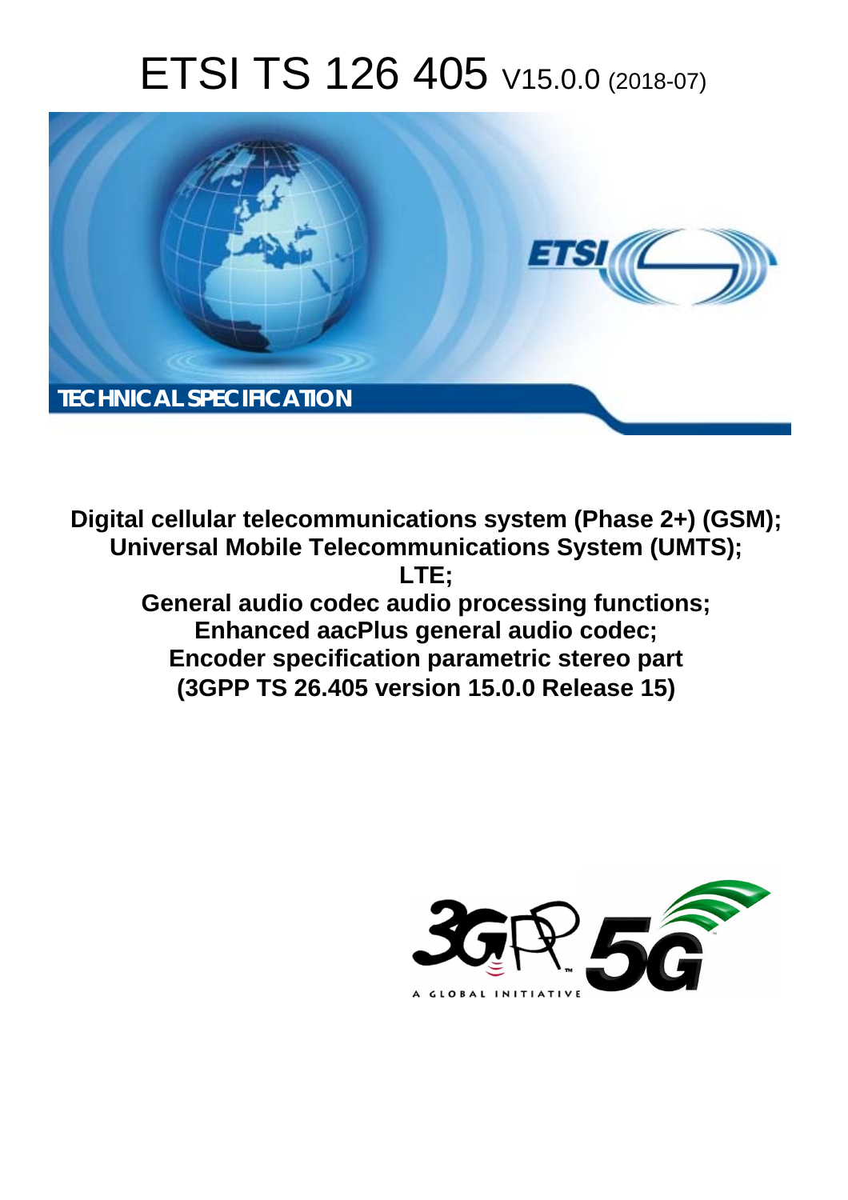# ETSI TS 126 405 V15.0.0 (2018-07)

TECHNICAL SPECIFICATION

**Digital cellular telecommunications system (Phase 2+) (GSM); Universal Mobile Telecommunications System (UMTS); LTE; General audio codec audio processing functions; Enhanced aacPlus general audio codec; Encoder specification parametric stereo part (3GPP TS 26.405 version 15.0.0 Release 15)**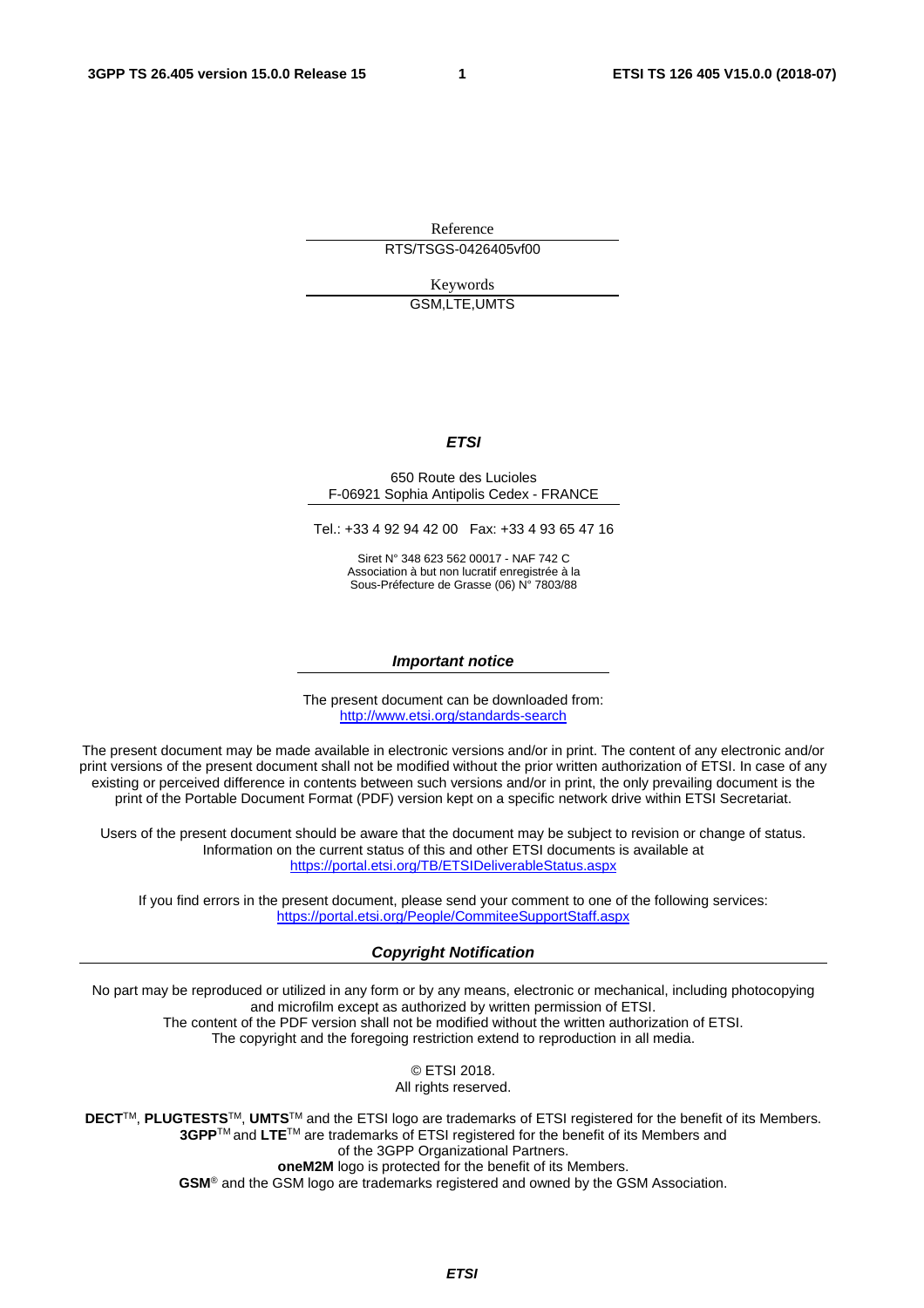Reference

RTS/TSGS-0426405vf00

Keywords

GSM,LTE,UMTS

***ETSI***

650 Route des Lucioles
F-06921 Sophia Antipolis Cedex - FRANCE

Tel.: +33 4 92 94 42 00   Fax: +33 4 93 65 47 16

Siret N° 348 623 562 00017 - NAF 742 C
Association à but non lucratif enregistrée à la
Sous-Préfecture de Grasse (06) N° 7803/88

***Important notice***

The present document can be downloaded from:
http://www.etsi.org/standards-search

The present document may be made available in electronic versions and/or in print. The content of any electronic and/or print versions of the present document shall not be modified without the prior written authorization of ETSI. In case of any existing or perceived difference in contents between such versions and/or in print, the only prevailing document is the print of the Portable Document Format (PDF) version kept on a specific network drive within ETSI Secretariat.

Users of the present document should be aware that the document may be subject to revision or change of status. Information on the current status of this and other ETSI documents is available at
https://portal.etsi.org/TB/ETSIDeliverableStatus.aspx

If you find errors in the present document, please send your comment to one of the following services:
https://portal.etsi.org/People/CommiteeSupportStaff.aspx

***Copyright Notification***

No part may be reproduced or utilized in any form or by any means, electronic or mechanical, including photocopying and microfilm except as authorized by written permission of ETSI.
The content of the PDF version shall not be modified without the written authorization of ETSI.
The copyright and the foregoing restriction extend to reproduction in all media.

© ETSI 2018.
All rights reserved.

**DECT**™, **PLUGTESTS**™, **UMTS**™ and the ETSI logo are trademarks of ETSI registered for the benefit of its Members.
**3GPP**™ and **LTE**™ are trademarks of ETSI registered for the benefit of its Members and of the 3GPP Organizational Partners.
**oneM2M** logo is protected for the benefit of its Members.
**GSM**® and the GSM logo are trademarks registered and owned by the GSM Association.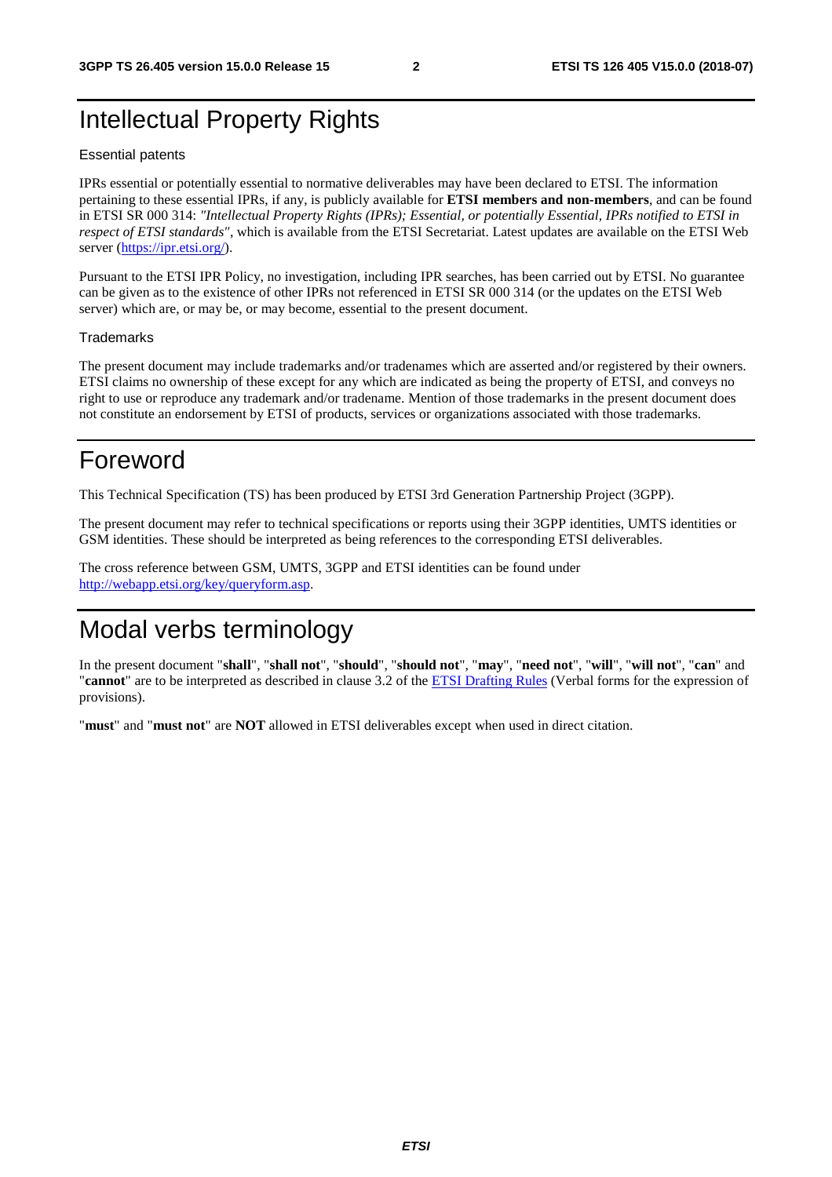# Intellectual Property Rights

Essential patents

IPRs essential or potentially essential to normative deliverables may have been declared to ETSI. The information pertaining to these essential IPRs, if any, is publicly available for **ETSI members and non-members**, and can be found in ETSI SR 000 314: *"Intellectual Property Rights (IPRs); Essential, or potentially Essential, IPRs notified to ETSI in respect of ETSI standards"*, which is available from the ETSI Secretariat. Latest updates are available on the ETSI Web server (https://ipr.etsi.org/).

Pursuant to the ETSI IPR Policy, no investigation, including IPR searches, has been carried out by ETSI. No guarantee can be given as to the existence of other IPRs not referenced in ETSI SR 000 314 (or the updates on the ETSI Web server) which are, or may be, or may become, essential to the present document.

Trademarks

The present document may include trademarks and/or tradenames which are asserted and/or registered by their owners. ETSI claims no ownership of these except for any which are indicated as being the property of ETSI, and conveys no right to use or reproduce any trademark and/or tradename. Mention of those trademarks in the present document does not constitute an endorsement by ETSI of products, services or organizations associated with those trademarks.

# Foreword

This Technical Specification (TS) has been produced by ETSI 3rd Generation Partnership Project (3GPP).

The present document may refer to technical specifications or reports using their 3GPP identities, UMTS identities or GSM identities. These should be interpreted as being references to the corresponding ETSI deliverables.

The cross reference between GSM, UMTS, 3GPP and ETSI identities can be found under http://webapp.etsi.org/key/queryform.asp.

# Modal verbs terminology

In the present document "**shall**", "**shall not**", "**should**", "**should not**", "**may**", "**need not**", "**will**", "**will not**", "**can**" and "**cannot**" are to be interpreted as described in clause 3.2 of the ETSI Drafting Rules (Verbal forms for the expression of provisions).

"**must**" and "**must not**" are **NOT** allowed in ETSI deliverables except when used in direct citation.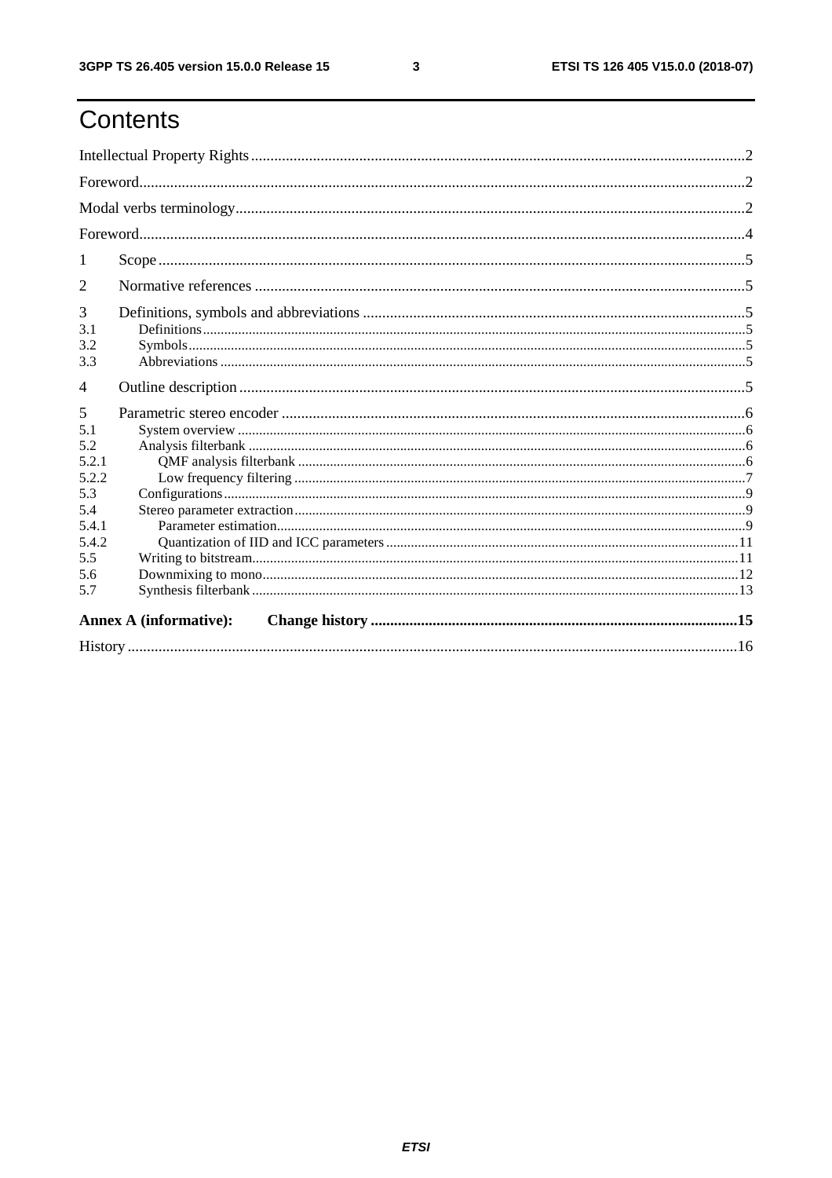# Contents

Intellectual Property Rights ............................................................................................................................2

Foreword...........................................................................................................................................................2

Modal verbs terminology..................................................................................................................................2

Foreword...........................................................................................................................................................4

1 Scope ............................................................................................................................................................5

2 Normative references ...................................................................................................................................5

3 Definitions, symbols and abbreviations ......................................................................................................5
3.1 Definitions...................................................................................................................................................5
3.2 Symbols.......................................................................................................................................................5
3.3 Abbreviations ..............................................................................................................................................5

4 Outline description ......................................................................................................................................5

5 Parametric stereo encoder ............................................................................................................................6
5.1 System overview ..........................................................................................................................................6
5.2 Analysis filterbank ......................................................................................................................................6
5.2.1 QMF analysis filterbank ..........................................................................................................................6
5.2.2 Low frequency filtering ...........................................................................................................................7
5.3 Configurations..............................................................................................................................................9
5.4 Stereo parameter extraction.........................................................................................................................9
5.4.1 Parameter estimation.................................................................................................................................9
5.4.2 Quantization of IID and ICC parameters .................................................................................................11
5.5 Writing to bitstream.....................................................................................................................................11
5.6 Downmixing to mono..................................................................................................................................12
5.7 Synthesis filterbank ....................................................................................................................................13

**Annex A (informative): Change history ......................................................................................................15**

History ..............................................................................................................................................................16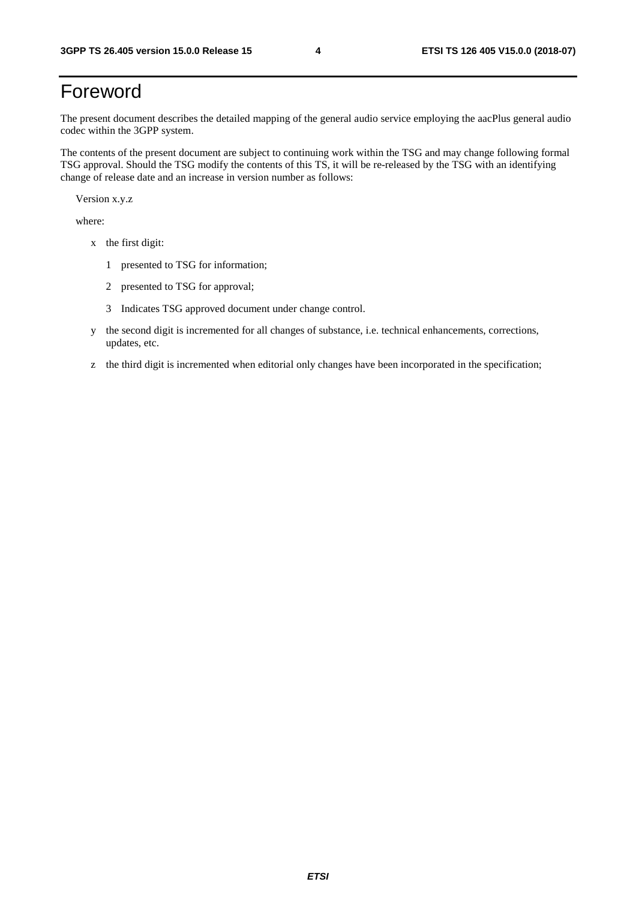# Foreword

The present document describes the detailed mapping of the general audio service employing the aacPlus general audio codec within the 3GPP system.

The contents of the present document are subject to continuing work within the TSG and may change following formal TSG approval. Should the TSG modify the contents of this TS, it will be re-released by the TSG with an identifying change of release date and an increase in version number as follows:

Version x.y.z

where:

- x the first digit:
  - 1 presented to TSG for information;
  - 2 presented to TSG for approval;
  - 3 Indicates TSG approved document under change control.
- y the second digit is incremented for all changes of substance, i.e. technical enhancements, corrections, updates, etc.
- z the third digit is incremented when editorial only changes have been incorporated in the specification;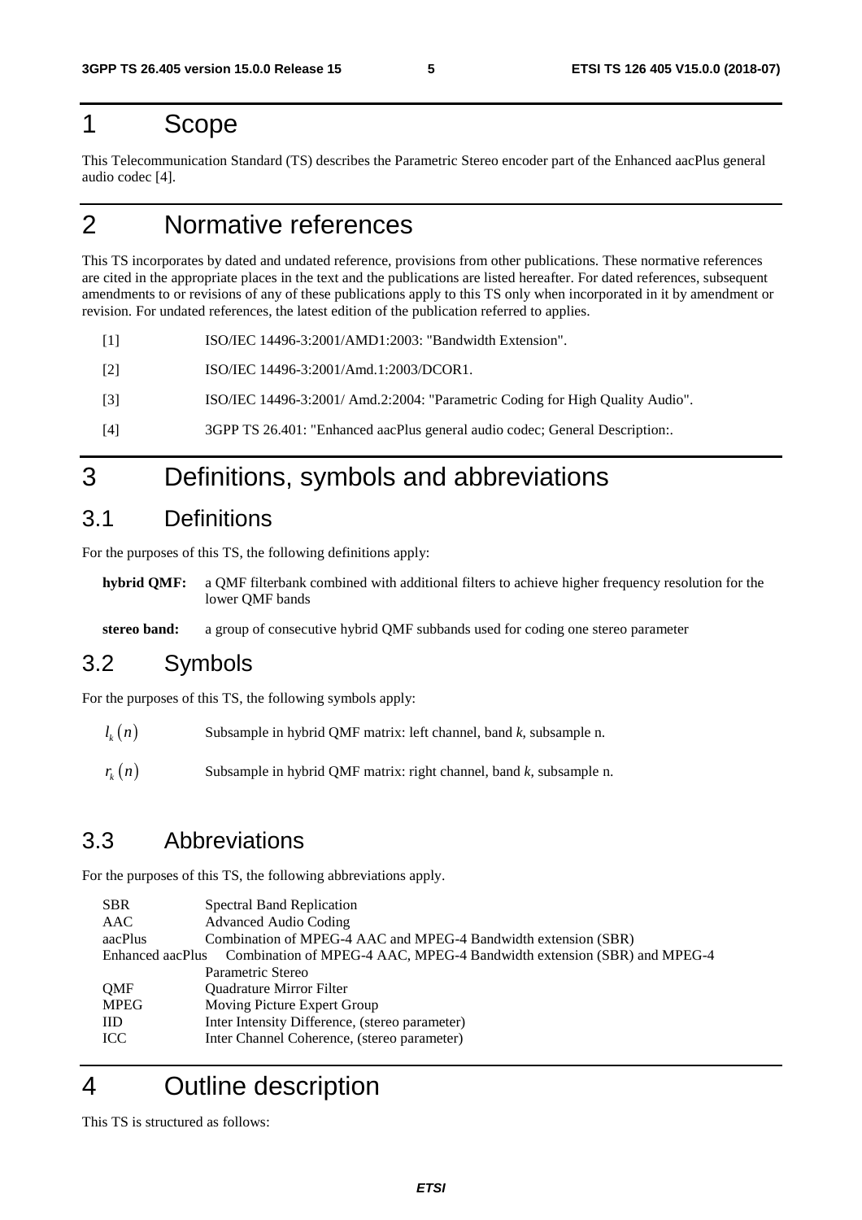# 1 Scope

This Telecommunication Standard (TS) describes the Parametric Stereo encoder part of the Enhanced aacPlus general audio codec [4].

# 2 Normative references

This TS incorporates by dated and undated reference, provisions from other publications. These normative references are cited in the appropriate places in the text and the publications are listed hereafter. For dated references, subsequent amendments to or revisions of any of these publications apply to this TS only when incorporated in it by amendment or revision. For undated references, the latest edition of the publication referred to applies.

[1] ISO/IEC 14496-3:2001/AMD1:2003: "Bandwidth Extension".

[2] ISO/IEC 14496-3:2001/Amd.1:2003/DCOR1.

[3] ISO/IEC 14496-3:2001/ Amd.2:2004: "Parametric Coding for High Quality Audio".

[4] 3GPP TS 26.401: "Enhanced aacPlus general audio codec; General Description:.

# 3 Definitions, symbols and abbreviations

## 3.1 Definitions

For the purposes of this TS, the following definitions apply:

**hybrid QMF:** a QMF filterbank combined with additional filters to achieve higher frequency resolution for the lower QMF bands

**stereo band:** a group of consecutive hybrid QMF subbands used for coding one stereo parameter

## 3.2 Symbols

For the purposes of this TS, the following symbols apply:

$l_k(n)$ Subsample in hybrid QMF matrix: left channel, band *k*, subsample n.

$r_k(n)$ Subsample in hybrid QMF matrix: right channel, band *k*, subsample n.

## 3.3 Abbreviations

For the purposes of this TS, the following abbreviations apply.

| | |
|---|---|
| SBR | Spectral Band Replication |
| AAC | Advanced Audio Coding |
| aacPlus | Combination of MPEG-4 AAC and MPEG-4 Bandwidth extension (SBR) |
| Enhanced aacPlus | Combination of MPEG-4 AAC, MPEG-4 Bandwidth extension (SBR) and MPEG-4 Parametric Stereo |
| QMF | Quadrature Mirror Filter |
| MPEG | Moving Picture Expert Group |
| IID | Inter Intensity Difference, (stereo parameter) |
| ICC | Inter Channel Coherence, (stereo parameter) |

# 4 Outline description

This TS is structured as follows: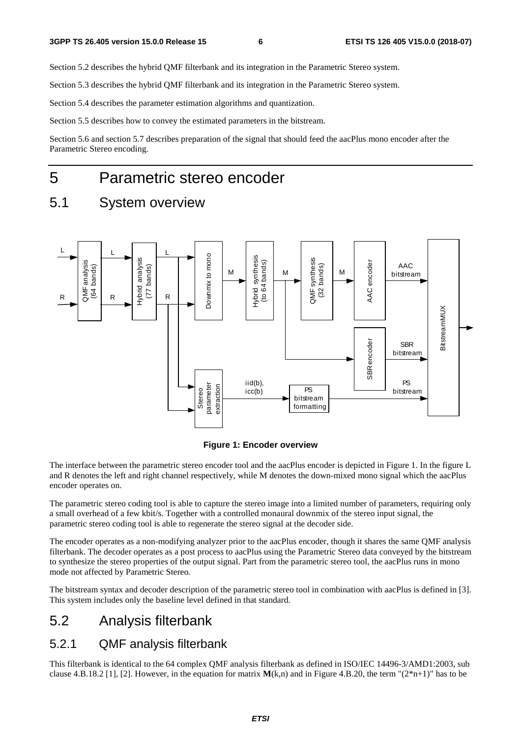Section 5.2 describes the hybrid QMF filterbank and its integration in the Parametric Stereo system.

Section 5.3 describes the hybrid QMF filterbank and its integration in the Parametric Stereo system.

Section 5.4 describes the parameter estimation algorithms and quantization.

Section 5.5 describes how to convey the estimated parameters in the bitstream.

Section 5.6 and section 5.7 describes preparation of the signal that should feed the aacPlus mono encoder after the Parametric Stereo encoding.

# 5 Parametric stereo encoder

## 5.1 System overview

**Figure 1: Encoder overview**

The interface between the parametric stereo encoder tool and the aacPlus encoder is depicted in Figure 1. In the figure L and R denotes the left and right channel respectively, while M denotes the down-mixed mono signal which the aacPlus encoder operates on.

The parametric stereo coding tool is able to capture the stereo image into a limited number of parameters, requiring only a small overhead of a few kbit/s. Together with a controlled monaural downmix of the stereo input signal, the parametric stereo coding tool is able to regenerate the stereo signal at the decoder side.

The encoder operates as a non-modifying analyzer prior to the aacPlus encoder, though it shares the same QMF analysis filterbank. The decoder operates as a post process to aacPlus using the Parametric Stereo data conveyed by the bitstream to synthesize the stereo properties of the output signal. Part from the parametric stereo tool, the aacPlus runs in mono mode not affected by Parametric Stereo.

The bitstream syntax and decoder description of the parametric stereo tool in combination with aacPlus is defined in [3]. This system includes only the baseline level defined in that standard.

## 5.2 Analysis filterbank

### 5.2.1 QMF analysis filterbank

This filterbank is identical to the 64 complex QMF analysis filterbank as defined in ISO/IEC 14496-3/AMD1:2003, sub clause 4.B.18.2 [1], [2]. However, in the equation for matrix **M**(k,n) and in Figure 4.B.20, the term "(2*n+1)" has to be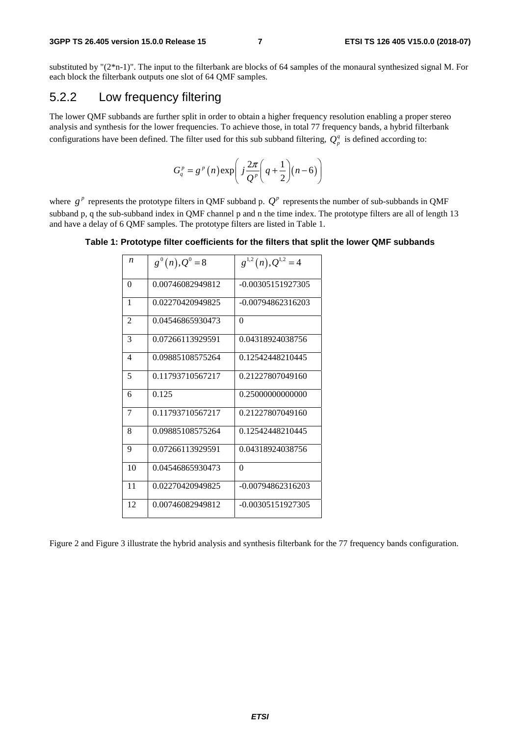substituted by "(2*n-1)". The input to the filterbank are blocks of 64 samples of the monaural synthesized signal M. For each block the filterbank outputs one slot of 64 QMF samples.

## 5.2.2 Low frequency filtering

The lower QMF subbands are further split in order to obtain a higher frequency resolution enabling a proper stereo analysis and synthesis for the lower frequencies. To achieve those, in total 77 frequency bands, a hybrid filterbank configurations have been defined. The filter used for this sub subband filtering, $Q_p^q$ is defined according to:

$$G_q^p = g^p(n)\exp\left(j\frac{2\pi}{Q^p}\left(q+\frac{1}{2}\right)(n-6)\right)$$

where $g^p$ represents the prototype filters in QMF subband p. $Q^p$ represents the number of sub-subbands in QMF subband p, q the sub-subband index in QMF channel p and n the time index. The prototype filters are all of length 13 and have a delay of 6 QMF samples. The prototype filters are listed in Table 1.

**Table 1: Prototype filter coefficients for the filters that split the lower QMF subbands**

| $n$ | $g^0(n), Q^0 = 8$ | $g^{1,2}(n), Q^{1,2} = 4$ |
|---|---|---|
| 0 | 0.00746082949812 | -0.00305151927305 |
| 1 | 0.02270420949825 | -0.00794862316203 |
| 2 | 0.04546865930473 | 0 |
| 3 | 0.07266113929591 | 0.04318924038756 |
| 4 | 0.09885108575264 | 0.12542448210445 |
| 5 | 0.11793710567217 | 0.21227807049160 |
| 6 | 0.125 | 0.25000000000000 |
| 7 | 0.11793710567217 | 0.21227807049160 |
| 8 | 0.09885108575264 | 0.12542448210445 |
| 9 | 0.07266113929591 | 0.04318924038756 |
| 10 | 0.04546865930473 | 0 |
| 11 | 0.02270420949825 | -0.00794862316203 |
| 12 | 0.00746082949812 | -0.00305151927305 |

Figure 2 and Figure 3 illustrate the hybrid analysis and synthesis filterbank for the 77 frequency bands configuration.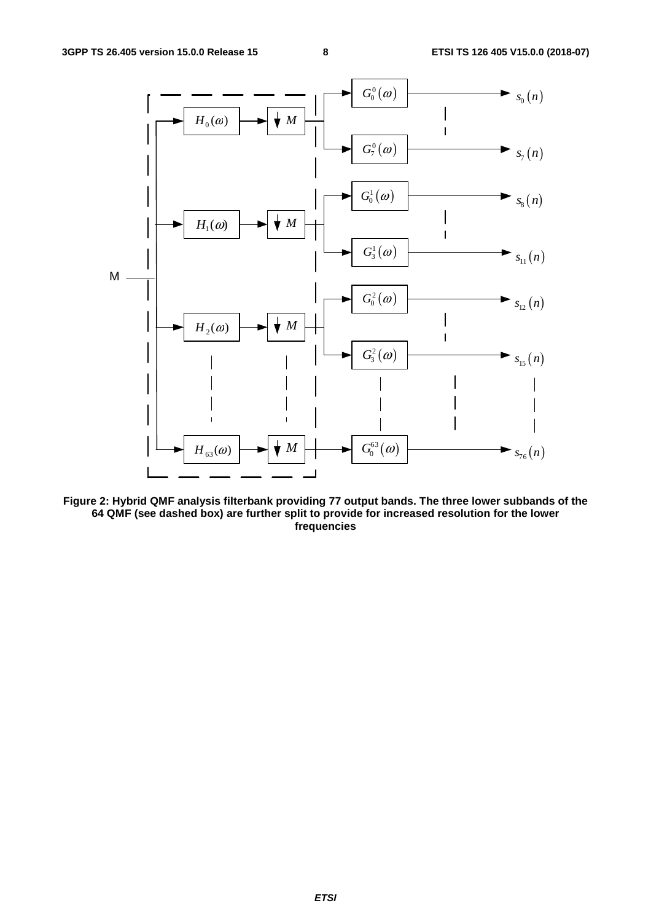Figure 2: Hybrid QMF analysis filterbank providing 77 output bands. The three lower subbands of the 64 QMF (see dashed box) are further split to provide for increased resolution for the lower frequencies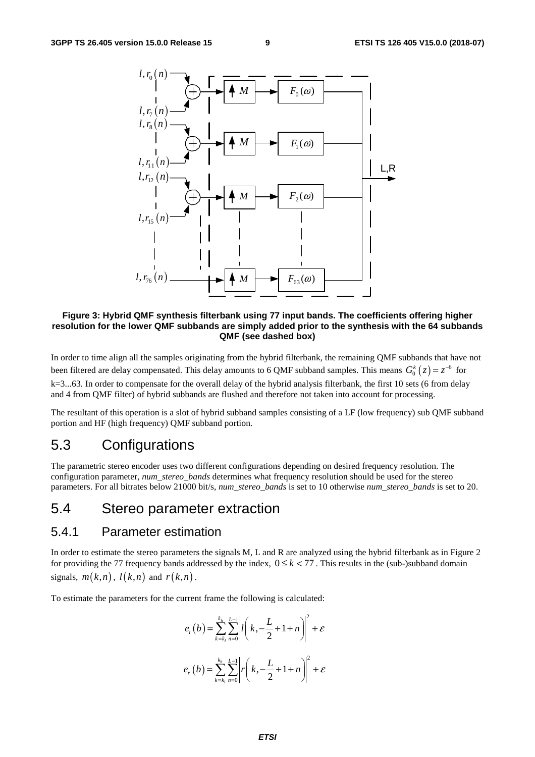**Figure 3: Hybrid QMF synthesis filterbank using 77 input bands. The coefficients offering higher resolution for the lower QMF subbands are simply added prior to the synthesis with the 64 subbands QMF (see dashed box)**

In order to time align all the samples originating from the hybrid filterbank, the remaining QMF subbands that have not been filtered are delay compensated. This delay amounts to 6 QMF subband samples. This means $G_0^k(z) = z^{-6}$ for k=3...63. In order to compensate for the overall delay of the hybrid analysis filterbank, the first 10 sets (6 from delay and 4 from QMF filter) of hybrid subbands are flushed and therefore not taken into account for processing.

The resultant of this operation is a slot of hybrid subband samples consisting of a LF (low frequency) sub QMF subband portion and HF (high frequency) QMF subband portion.

# 5.3 Configurations

The parametric stereo encoder uses two different configurations depending on desired frequency resolution. The configuration parameter, *num_stereo_bands* determines what frequency resolution should be used for the stereo parameters. For all bitrates below 21000 bit/s, *num_stereo_bands* is set to 10 otherwise *num_stereo_bands* is set to 20.

# 5.4 Stereo parameter extraction

## 5.4.1 Parameter estimation

In order to estimate the stereo parameters the signals M, L and R are analyzed using the hybrid filterbank as in Figure 2 for providing the 77 frequency bands addressed by the index, $0 \le k < 77$. This results in the (sub-)subband domain signals, $m(k,n)$, $l(k,n)$ and $r(k,n)$.

To estimate the parameters for the current frame the following is calculated:

$$e_l(b) = \sum_{k=k_l}^{k_h} \sum_{n=0}^{L-1} \left| l\left(k, -\frac{L}{2} + 1 + n\right) \right|^2 + \varepsilon$$

$$e_r(b) = \sum_{k=k_l}^{k_h} \sum_{n=0}^{L-1} \left| r\left(k, -\frac{L}{2} + 1 + n\right) \right|^2 + \varepsilon$$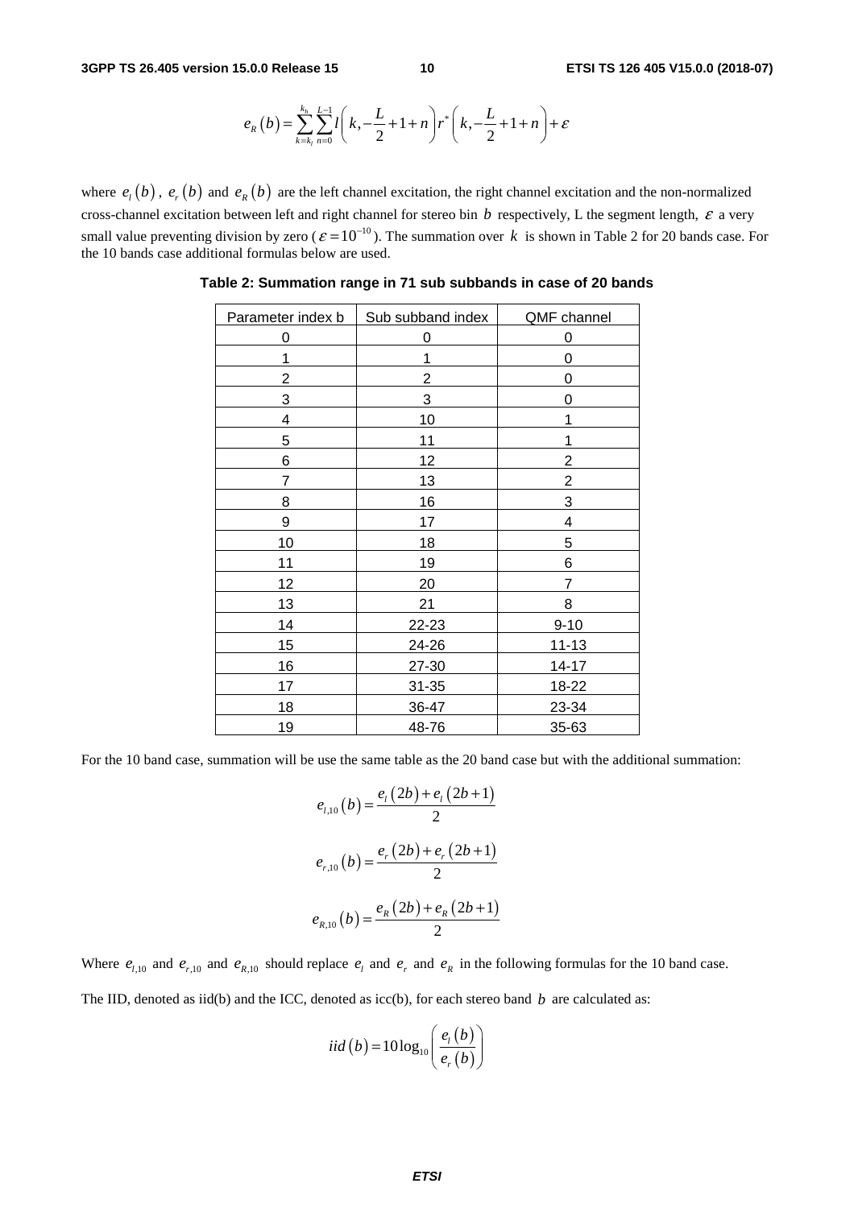$$e_R(b) = \sum_{k=k_l}^{k_h} \sum_{n=0}^{L-1} l\left(k, -\frac{L}{2}+1+n\right) r^*\left(k, -\frac{L}{2}+1+n\right) + \varepsilon$$

where $e_l(b)$, $e_r(b)$ and $e_R(b)$ are the left channel excitation, the right channel excitation and the non-normalized cross-channel excitation between left and right channel for stereo bin $b$ respectively, L the segment length, $\varepsilon$ a very small value preventing division by zero ($\varepsilon = 10^{-10}$). The summation over $k$ is shown in Table 2 for 20 bands case. For the 10 bands case additional formulas below are used.

**Table 2: Summation range in 71 sub subbands in case of 20 bands**

| Parameter index b | Sub subband index | QMF channel |
|---|---|---|
| 0 | 0 | 0 |
| 1 | 1 | 0 |
| 2 | 2 | 0 |
| 3 | 3 | 0 |
| 4 | 10 | 1 |
| 5 | 11 | 1 |
| 6 | 12 | 2 |
| 7 | 13 | 2 |
| 8 | 16 | 3 |
| 9 | 17 | 4 |
| 10 | 18 | 5 |
| 11 | 19 | 6 |
| 12 | 20 | 7 |
| 13 | 21 | 8 |
| 14 | 22-23 | 9-10 |
| 15 | 24-26 | 11-13 |
| 16 | 27-30 | 14-17 |
| 17 | 31-35 | 18-22 |
| 18 | 36-47 | 23-34 |
| 19 | 48-76 | 35-63 |

For the 10 band case, summation will be use the same table as the 20 band case but with the additional summation:

$$e_{l,10}(b) = \frac{e_l(2b) + e_l(2b+1)}{2}$$

$$e_{r,10}(b) = \frac{e_r(2b) + e_r(2b+1)}{2}$$

$$e_{R,10}(b) = \frac{e_R(2b) + e_R(2b+1)}{2}$$

Where $e_{l,10}$ and $e_{r,10}$ and $e_{R,10}$ should replace $e_l$ and $e_r$ and $e_R$ in the following formulas for the 10 band case.

The IID, denoted as iid(b) and the ICC, denoted as icc(b), for each stereo band $b$ are calculated as:

$$iid(b) = 10\log_{10}\left(\frac{e_l(b)}{e_r(b)}\right)$$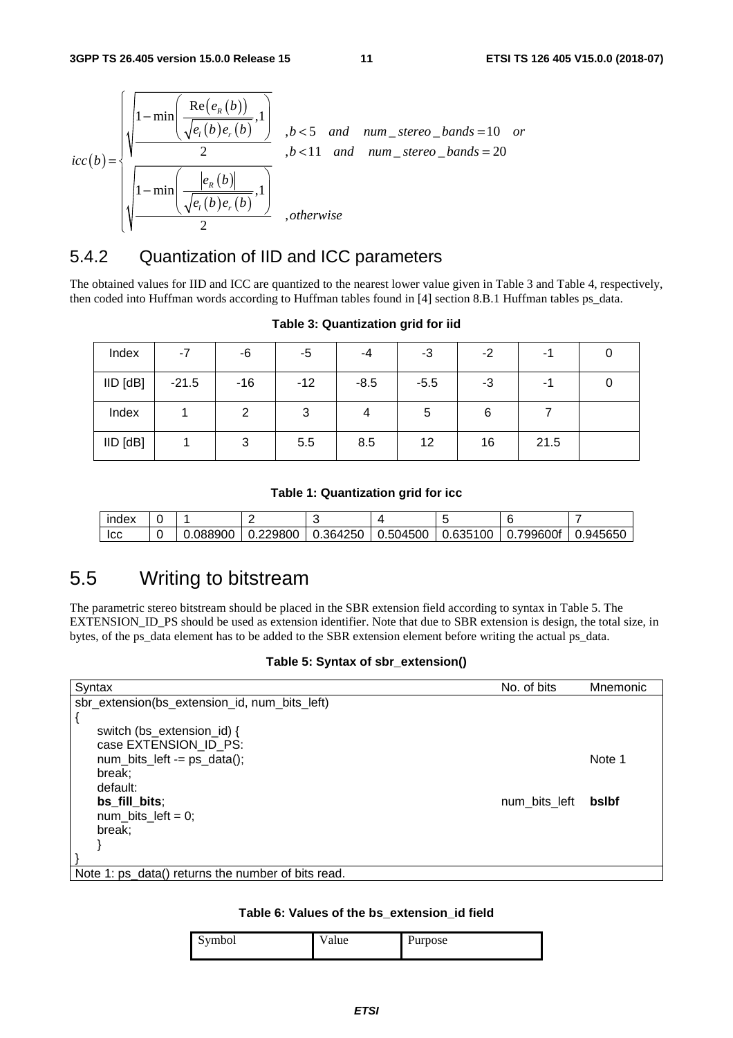$$icc(b)=\begin{cases}\sqrt{\dfrac{1-\min\left(\dfrac{\mathrm{Re}\left(e_R(b)\right)}{\sqrt{e_l(b)e_r(b)}},1\right)}{2}} & ,b<5 \quad and \quad num\_stereo\_bands=10 \quad or \\ & ,b<11 \quad and \quad num\_stereo\_bands=20 \\ \sqrt{\dfrac{1-\min\left(\dfrac{\left|e_R(b)\right|}{\sqrt{e_l(b)e_r(b)}},1\right)}{2}} & ,otherwise\end{cases}$$

### 5.4.2 Quantization of IID and ICC parameters

The obtained values for IID and ICC are quantized to the nearest lower value given in Table 3 and Table 4, respectively, then coded into Huffman words according to Huffman tables found in [4] section 8.B.1 Huffman tables ps_data.

**Table 3: Quantization grid for iid**

| Index | -7 | -6 | -5 | -4 | -3 | -2 | -1 | 0 |
|---|---|---|---|---|---|---|---|---|
| IID [dB] | -21.5 | -16 | -12 | -8.5 | -5.5 | -3 | -1 | 0 |
| Index | 1 | 2 | 3 | 4 | 5 | 6 | 7 | |
| IID [dB] | 1 | 3 | 5.5 | 8.5 | 12 | 16 | 21.5 | |

**Table 1: Quantization grid for icc**

| index | 0 | 1 | 2 | 3 | 4 | 5 | 6 | 7 |
|---|---|---|---|---|---|---|---|---|
| Icc | 0 | 0.088900 | 0.229800 | 0.364250 | 0.504500 | 0.635100 | 0.799600f | 0.945650 |

## 5.5 Writing to bitstream

The parametric stereo bitstream should be placed in the SBR extension field according to syntax in Table 5. The EXTENSION_ID_PS should be used as extension identifier. Note that due to SBR extension is design, the total size, in bytes, of the ps_data element has to be added to the SBR extension element before writing the actual ps_data.

**Table 5: Syntax of sbr_extension()**

| Syntax | No. of bits | Mnemonic |
|---|---|---|
| sbr_extension(bs_extension_id, num_bits_left) | | |
| { | | |
| switch (bs_extension_id) { | | |
| case EXTENSION_ID_PS: | | |
| num_bits_left -= ps_data(); | | Note 1 |
| break; | | |
| default: | | |
| **bs_fill_bits**; | num_bits_left | **bslbf** |
| num_bits_left = 0; | | |
| break; | | |
| } | | |
| } | | |
| Note 1: ps_data() returns the number of bits read. | | |

**Table 6: Values of the bs_extension_id field**

| Symbol | Value | Purpose |
|---|---|---|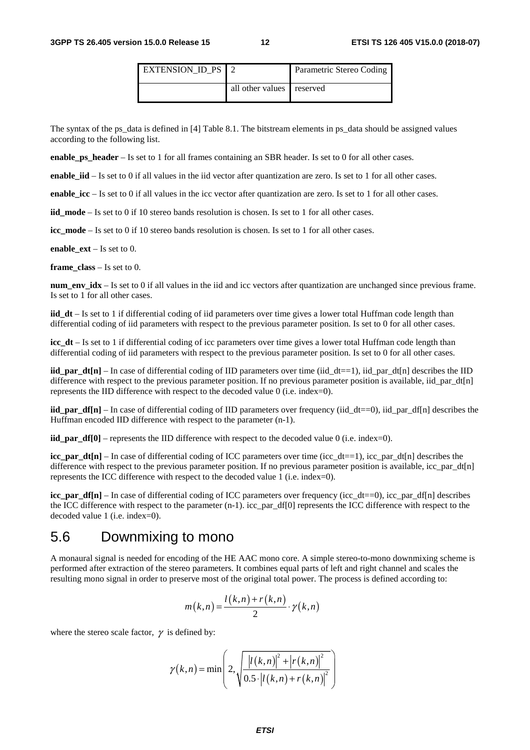| EXTENSION_ID_PS | 2 | Parametric Stereo Coding |
|---|---|---|
| | all other values | reserved |

The syntax of the ps_data is defined in [4] Table 8.1. The bitstream elements in ps_data should be assigned values according to the following list.

**enable_ps_header** – Is set to 1 for all frames containing an SBR header. Is set to 0 for all other cases.

**enable_iid** – Is set to 0 if all values in the iid vector after quantization are zero. Is set to 1 for all other cases.

**enable_icc** – Is set to 0 if all values in the icc vector after quantization are zero. Is set to 1 for all other cases.

**iid_mode** – Is set to 0 if 10 stereo bands resolution is chosen. Is set to 1 for all other cases.

**icc_mode** – Is set to 0 if 10 stereo bands resolution is chosen. Is set to 1 for all other cases.

**enable_ext** – Is set to 0.

**frame_class** – Is set to 0.

**num_env_idx** – Is set to 0 if all values in the iid and icc vectors after quantization are unchanged since previous frame. Is set to 1 for all other cases.

**iid_dt** – Is set to 1 if differential coding of iid parameters over time gives a lower total Huffman code length than differential coding of iid parameters with respect to the previous parameter position. Is set to 0 for all other cases.

**icc_dt** – Is set to 1 if differential coding of icc parameters over time gives a lower total Huffman code length than differential coding of iid parameters with respect to the previous parameter position. Is set to 0 for all other cases.

**iid_par_dt[n]** – In case of differential coding of IID parameters over time (iid_dt==1), iid_par_dt[n] describes the IID difference with respect to the previous parameter position. If no previous parameter position is available, iid_par_dt[n] represents the IID difference with respect to the decoded value 0 (i.e. index=0).

**iid_par_df[n]** – In case of differential coding of IID parameters over frequency (iid_dt==0), iid_par_df[n] describes the Huffman encoded IID difference with respect to the parameter (n-1).

**iid_par_df[0]** – represents the IID difference with respect to the decoded value 0 (i.e. index=0).

**icc_par_dt[n]** – In case of differential coding of ICC parameters over time (icc_dt==1), icc_par_dt[n] describes the difference with respect to the previous parameter position. If no previous parameter position is available, icc_par_dt[n] represents the ICC difference with respect to the decoded value 1 (i.e. index=0).

**icc_par_df[n]** – In case of differential coding of ICC parameters over frequency (icc_dt==0), icc_par_df[n] describes the ICC difference with respect to the parameter (n-1). icc_par_df[0] represents the ICC difference with respect to the decoded value 1 (i.e. index=0).

## 5.6 Downmixing to mono

A monaural signal is needed for encoding of the HE AAC mono core. A simple stereo-to-mono downmixing scheme is performed after extraction of the stereo parameters. It combines equal parts of left and right channel and scales the resulting mono signal in order to preserve most of the original total power. The process is defined according to:

$$m(k,n) = \frac{l(k,n) + r(k,n)}{2} \cdot \gamma(k,n)$$

where the stereo scale factor, $\gamma$ is defined by:

$$\gamma(k,n) = \min\left(2, \sqrt{\frac{|l(k,n)|^2 + |r(k,n)|^2}{0.5 \cdot |l(k,n) + r(k,n)|^2}}\right)$$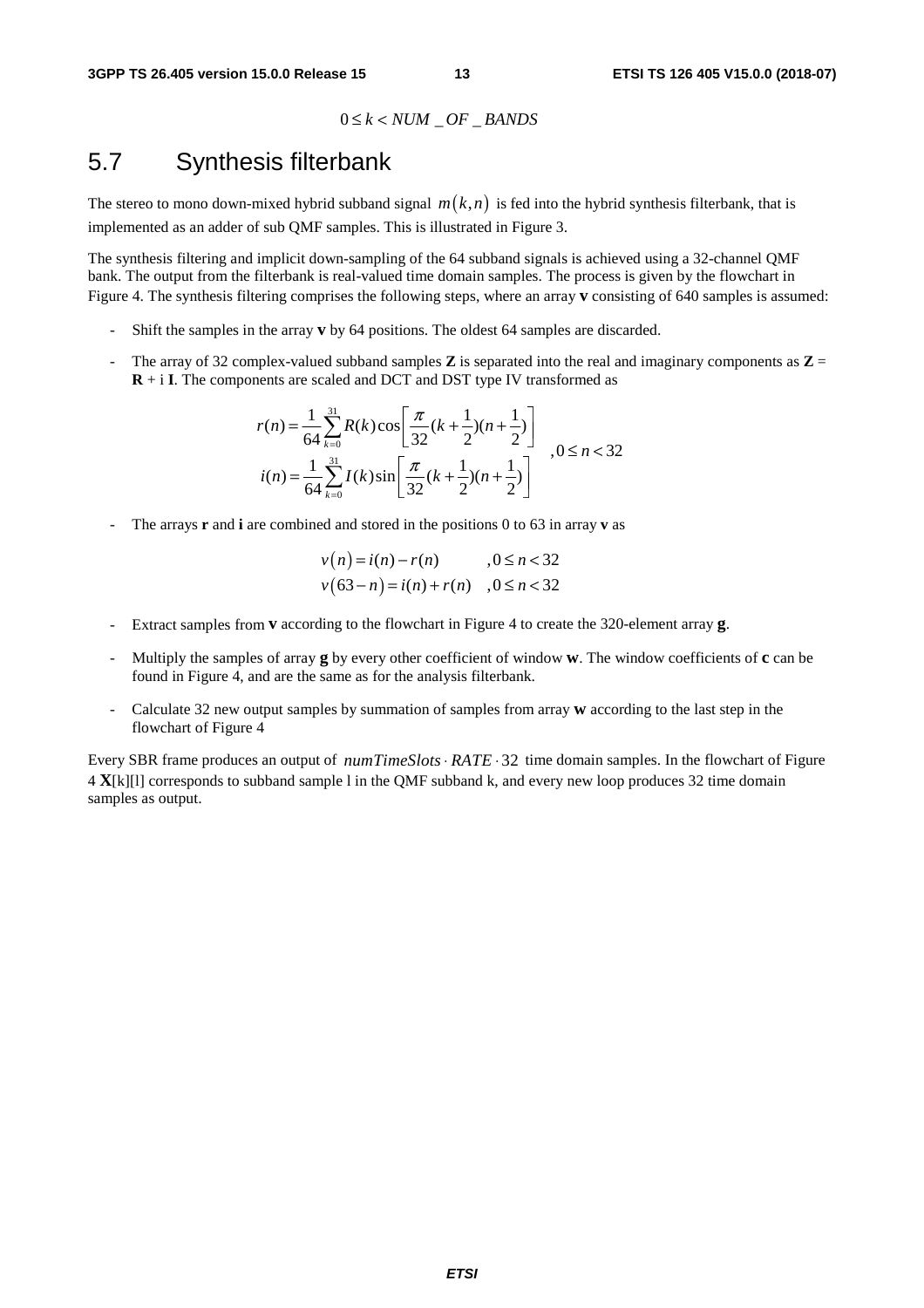$$0 \le k < NUM\_OF\_BANDS$$

## 5.7 Synthesis filterbank

The stereo to mono down-mixed hybrid subband signal $m(k,n)$ is fed into the hybrid synthesis filterbank, that is implemented as an adder of sub QMF samples. This is illustrated in Figure 3.

The synthesis filtering and implicit down-sampling of the 64 subband signals is achieved using a 32-channel QMF bank. The output from the filterbank is real-valued time domain samples. The process is given by the flowchart in Figure 4. The synthesis filtering comprises the following steps, where an array **v** consisting of 640 samples is assumed:

- Shift the samples in the array **v** by 64 positions. The oldest 64 samples are discarded.
- The array of 32 complex-valued subband samples **Z** is separated into the real and imaginary components as **Z** = **R** + i **I**. The components are scaled and DCT and DST type IV transformed as

$$\begin{aligned} r(n) &= \frac{1}{64}\sum_{k=0}^{31} R(k)\cos\left[\frac{\pi}{32}(k+\frac{1}{2})(n+\frac{1}{2})\right] \\ i(n) &= \frac{1}{64}\sum_{k=0}^{31} I(k)\sin\left[\frac{\pi}{32}(k+\frac{1}{2})(n+\frac{1}{2})\right] \end{aligned} \quad ,0 \le n < 32$$

- The arrays **r** and **i** are combined and stored in the positions 0 to 63 in array **v** as

$$\begin{aligned} v(n) &= i(n) - r(n) & ,0 \le n < 32 \\ v(63-n) &= i(n) + r(n) & ,0 \le n < 32 \end{aligned}$$

- Extract samples from **v** according to the flowchart in Figure 4 to create the 320-element array **g**.
- Multiply the samples of array **g** by every other coefficient of window **w**. The window coefficients of **c** can be found in Figure 4, and are the same as for the analysis filterbank.
- Calculate 32 new output samples by summation of samples from array **w** according to the last step in the flowchart of Figure 4

Every SBR frame produces an output of $numTimeSlots \cdot RATE \cdot 32$ time domain samples. In the flowchart of Figure 4 **X**[k][l] corresponds to subband sample l in the QMF subband k, and every new loop produces 32 time domain samples as output.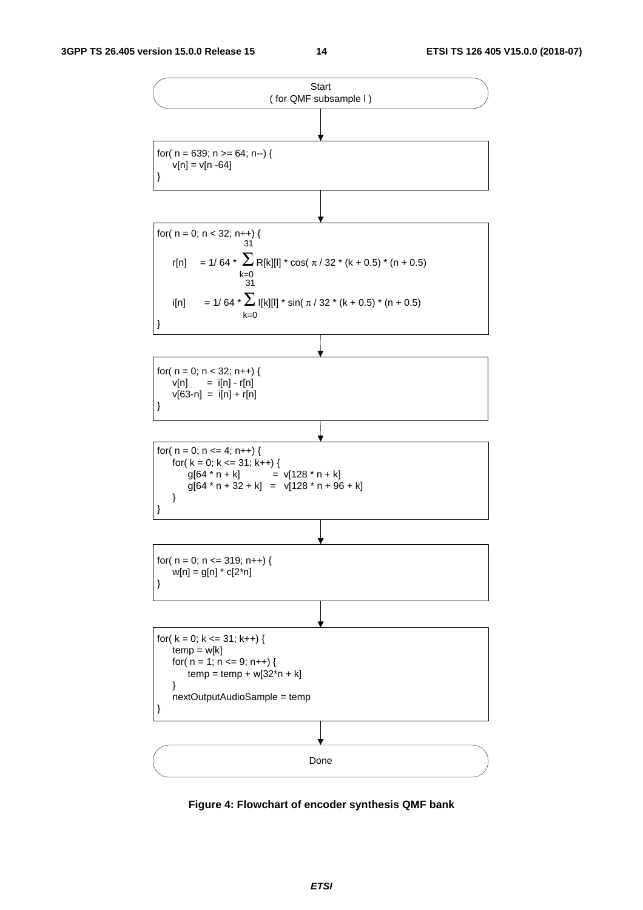Start
( for QMF subsample l )

```
for( n = 639; n >= 64; n--) {
    v[n] = v[n -64]
}
```

for( n = 0; n < 32; n++) {

$$r[n] = 1/64 * \sum_{k=0}^{31} R[k][l] * \cos(\pi / 32 * (k + 0.5) * (n + 0.5)$$

$$i[n] = 1/64 * \sum_{k=0}^{31} I[k][l] * \sin(\pi / 32 * (k + 0.5) * (n + 0.5)$$

}

```
for( n = 0; n < 32; n++) {
    v[n]     = i[n] - r[n]
    v[63-n]  = i[n] + r[n]
}
```

```
for( n = 0; n <= 4; n++) {
    for( k = 0; k <= 31; k++) {
        g[64 * n + k]        = v[128 * n + k]
        g[64 * n + 32 + k]   = v[128 * n + 96 + k]
    }
}
```

```
for( n = 0; n <= 319; n++) {
    w[n] = g[n] * c[2*n]
}
```

```
for( k = 0; k <= 31; k++) {
    temp = w[k]
    for( n = 1; n <= 9; n++) {
        temp = temp + w[32*n + k]
    }
    nextOutputAudioSample = temp
}
```

Done

**Figure 4: Flowchart of encoder synthesis QMF bank**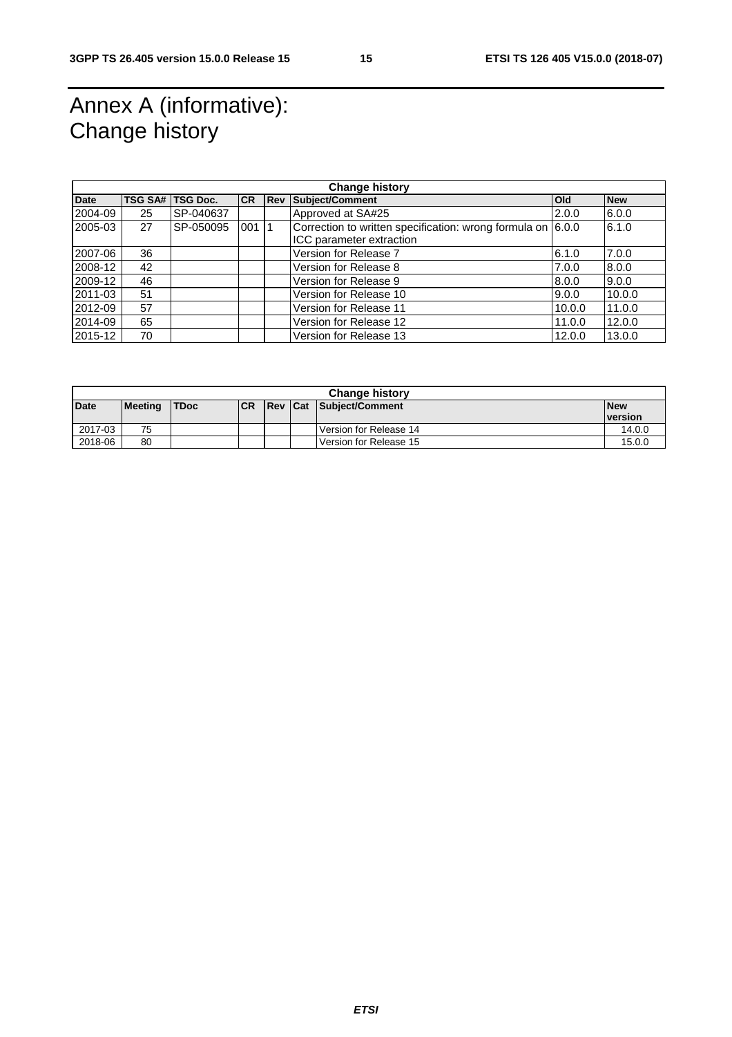# Annex A (informative): Change history

| Change history | | | | | | | |
|---|---|---|---|---|---|---|---|
| **Date** | **TSG SA#** | **TSG Doc.** | **CR** | **Rev** | **Subject/Comment** | **Old** | **New** |
| 2004-09 | 25 | SP-040637 | | | Approved at SA#25 | 2.0.0 | 6.0.0 |
| 2005-03 | 27 | SP-050095 | 001 | 1 | Correction to written specification: wrong formula on ICC parameter extraction | 6.0.0 | 6.1.0 |
| 2007-06 | 36 | | | | Version for Release 7 | 6.1.0 | 7.0.0 |
| 2008-12 | 42 | | | | Version for Release 8 | 7.0.0 | 8.0.0 |
| 2009-12 | 46 | | | | Version for Release 9 | 8.0.0 | 9.0.0 |
| 2011-03 | 51 | | | | Version for Release 10 | 9.0.0 | 10.0.0 |
| 2012-09 | 57 | | | | Version for Release 11 | 10.0.0 | 11.0.0 |
| 2014-09 | 65 | | | | Version for Release 12 | 11.0.0 | 12.0.0 |
| 2015-12 | 70 | | | | Version for Release 13 | 12.0.0 | 13.0.0 |

| Change history | | | | | | | |
|---|---|---|---|---|---|---|---|
| **Date** | **Meeting** | **TDoc** | **CR** | **Rev** | **Cat** | **Subject/Comment** | **New version** |
| 2017-03 | 75 | | | | | Version for Release 14 | 14.0.0 |
| 2018-06 | 80 | | | | | Version for Release 15 | 15.0.0 |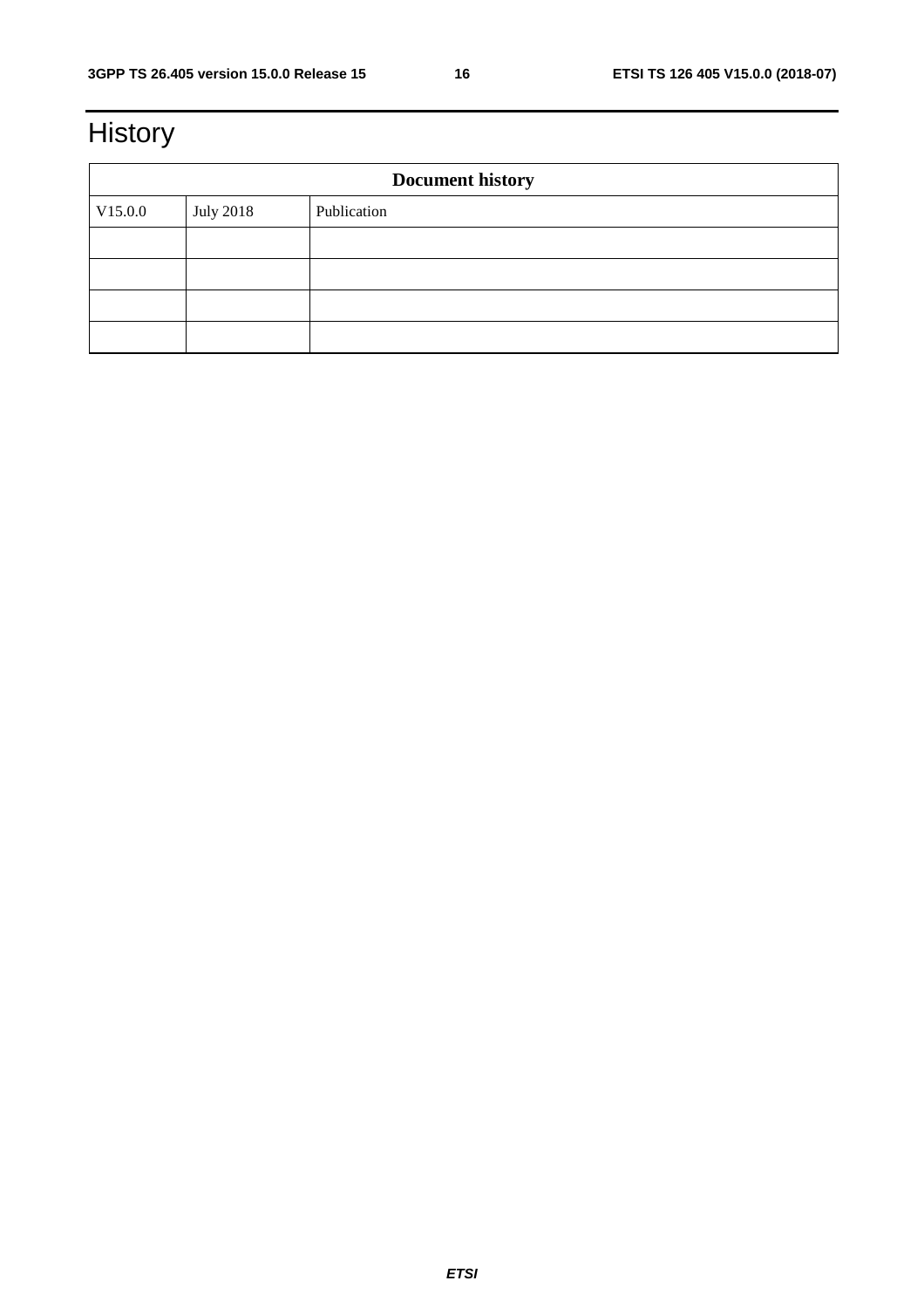# History

| Document history | | |
|---|---|---|
| V15.0.0 | July 2018 | Publication |
| | | |
| | | |
| | | |
| | | |